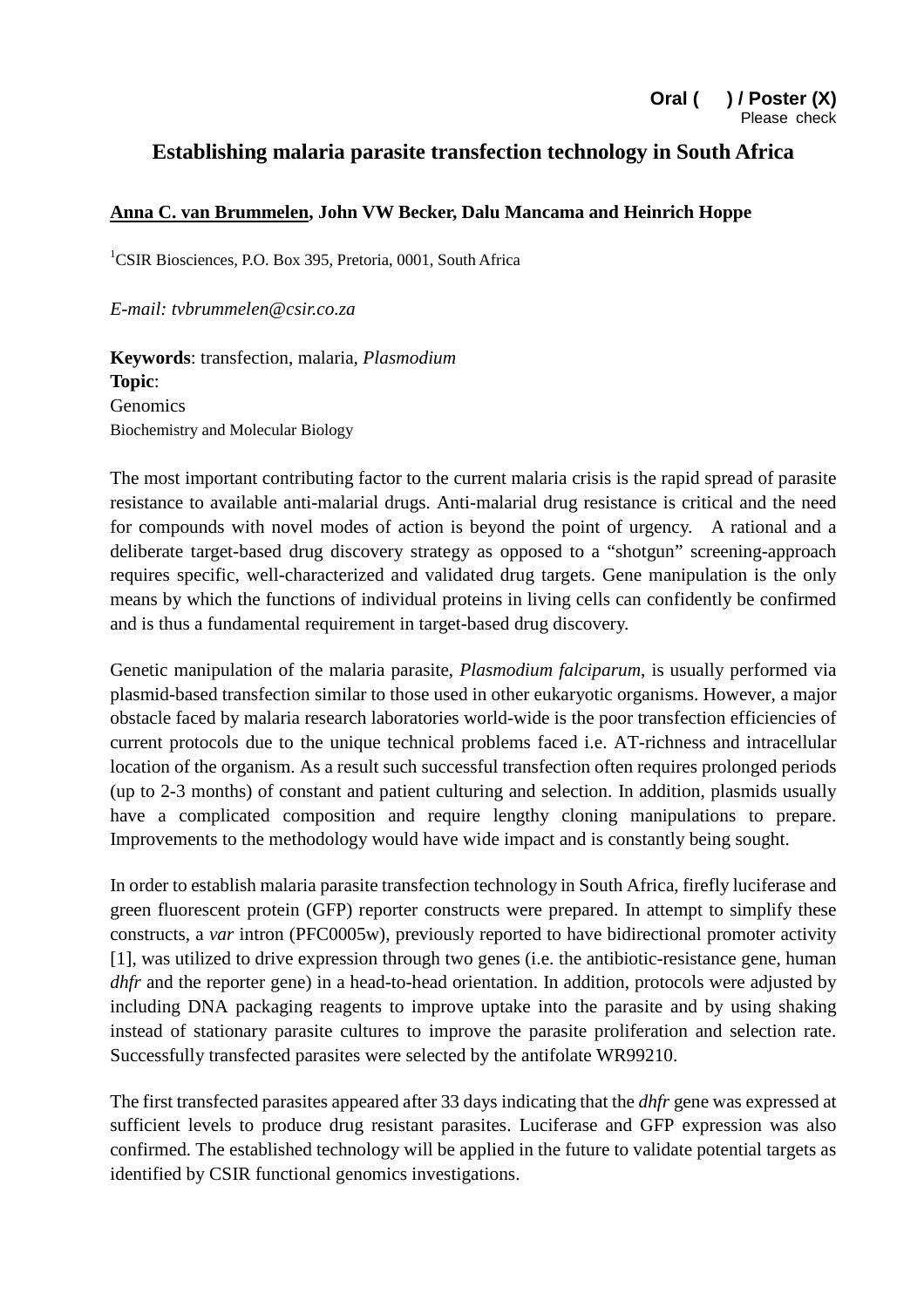**Oral ( ) / Poster (X)**
Please check

# Establishing malaria parasite transfection technology in South Africa

**<u>Anna C. van Brummelen</u>, John VW Becker, Dalu Mancama and Heinrich Hoppe**

[1]CSIR Biosciences, P.O. Box 395, Pretoria, 0001, South Africa

*E-mail: tvbrummelen@csir.co.za*

**Keywords**: transfection, malaria, *Plasmodium*
**Topic**:
Genomics
Biochemistry and Molecular Biology

The most important contributing factor to the current malaria crisis is the rapid spread of parasite resistance to available anti-malarial drugs. Anti-malarial drug resistance is critical and the need for compounds with novel modes of action is beyond the point of urgency. A rational and a deliberate target-based drug discovery strategy as opposed to a "shotgun" screening-approach requires specific, well-characterized and validated drug targets. Gene manipulation is the only means by which the functions of individual proteins in living cells can confidently be confirmed and is thus a fundamental requirement in target-based drug discovery.

Genetic manipulation of the malaria parasite, *Plasmodium falciparum*, is usually performed via plasmid-based transfection similar to those used in other eukaryotic organisms. However, a major obstacle faced by malaria research laboratories world-wide is the poor transfection efficiencies of current protocols due to the unique technical problems faced i.e. AT-richness and intracellular location of the organism. As a result such successful transfection often requires prolonged periods (up to 2-3 months) of constant and patient culturing and selection. In addition, plasmids usually have a complicated composition and require lengthy cloning manipulations to prepare. Improvements to the methodology would have wide impact and is constantly being sought.

In order to establish malaria parasite transfection technology in South Africa, firefly luciferase and green fluorescent protein (GFP) reporter constructs were prepared. In attempt to simplify these constructs, a *var* intron (PFC0005w), previously reported to have bidirectional promoter activity [1], was utilized to drive expression through two genes (i.e. the antibiotic-resistance gene, human *dhfr* and the reporter gene) in a head-to-head orientation. In addition, protocols were adjusted by including DNA packaging reagents to improve uptake into the parasite and by using shaking instead of stationary parasite cultures to improve the parasite proliferation and selection rate. Successfully transfected parasites were selected by the antifolate WR99210.

The first transfected parasites appeared after 33 days indicating that the *dhfr* gene was expressed at sufficient levels to produce drug resistant parasites. Luciferase and GFP expression was also confirmed. The established technology will be applied in the future to validate potential targets as identified by CSIR functional genomics investigations.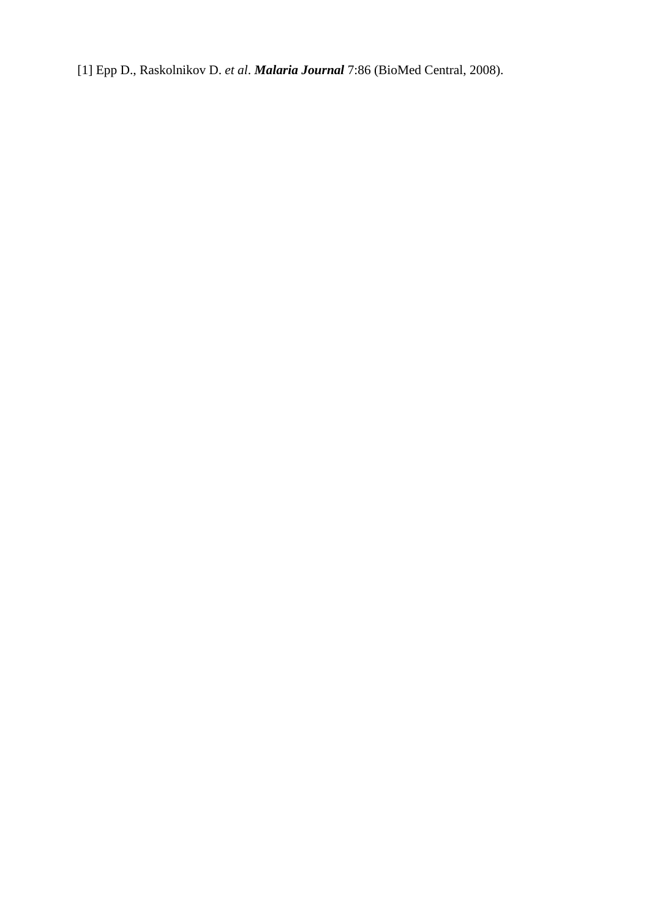[1] Epp D., Raskolnikov D. *et al*. ***Malaria Journal*** 7:86 (BioMed Central, 2008).